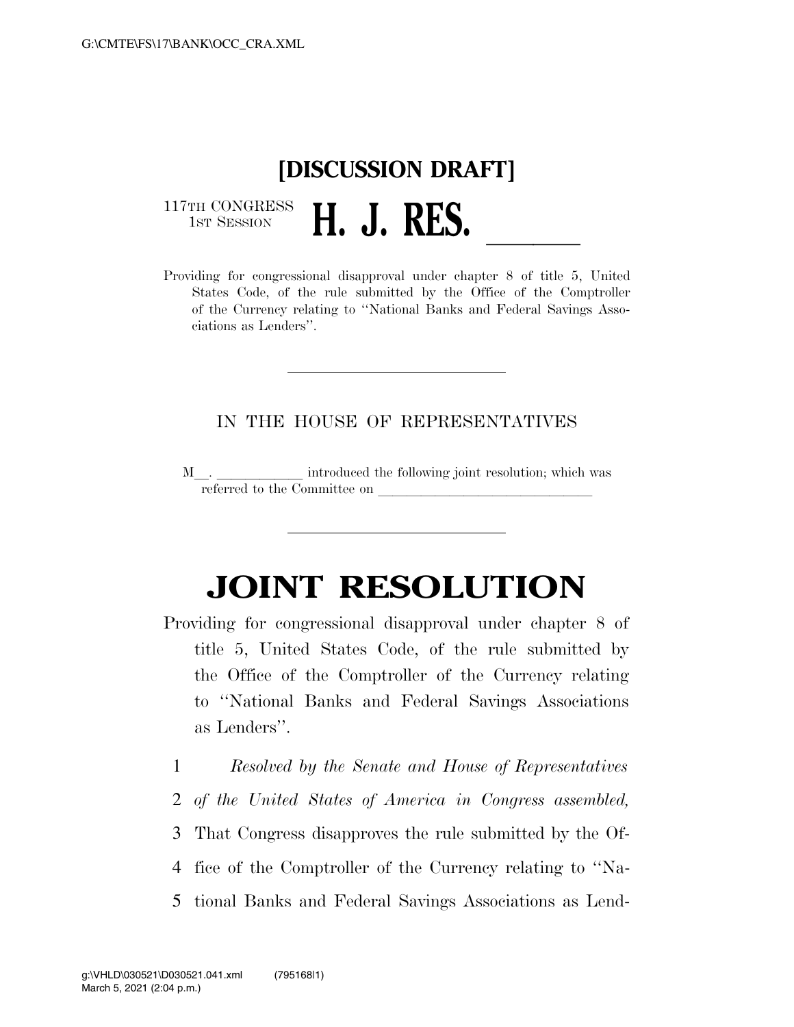**[DISCUSSION DRAFT]**

117TH CONGRESS
1ST SESSION

# H. J. RES. ____

Providing for congressional disapproval under chapter 8 of title 5, United States Code, of the rule submitted by the Office of the Comptroller of the Currency relating to ''National Banks and Federal Savings Associations as Lenders''.

---

IN THE HOUSE OF REPRESENTATIVES

M__. ____________ introduced the following joint resolution; which was referred to the Committee on ______________________________

---

# JOINT RESOLUTION

Providing for congressional disapproval under chapter 8 of title 5, United States Code, of the rule submitted by the Office of the Comptroller of the Currency relating to ''National Banks and Federal Savings Associations as Lenders''.

1 *Resolved by the Senate and House of Representatives*
2 *of the United States of America in Congress assembled,*
3 That Congress disapproves the rule submitted by the Of-
4 fice of the Comptroller of the Currency relating to ''Na-
5 tional Banks and Federal Savings Associations as Lend-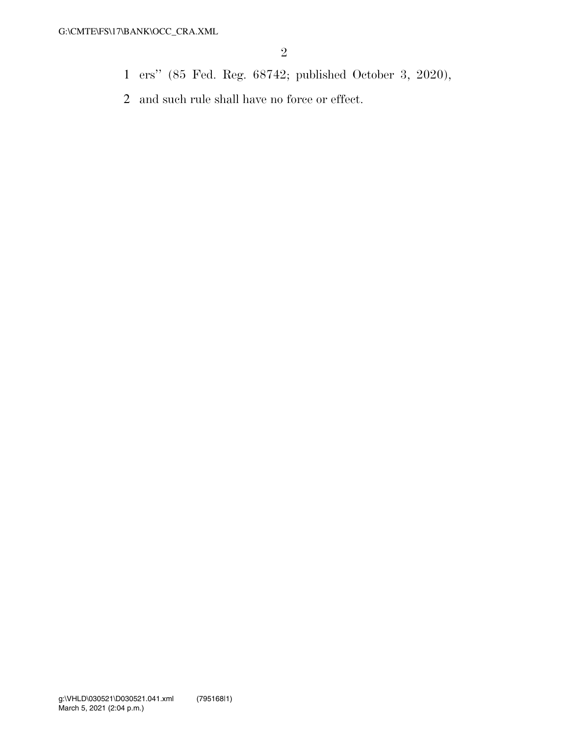ers'' (85 Fed. Reg. 68742; published October 3, 2020), and such rule shall have no force or effect.